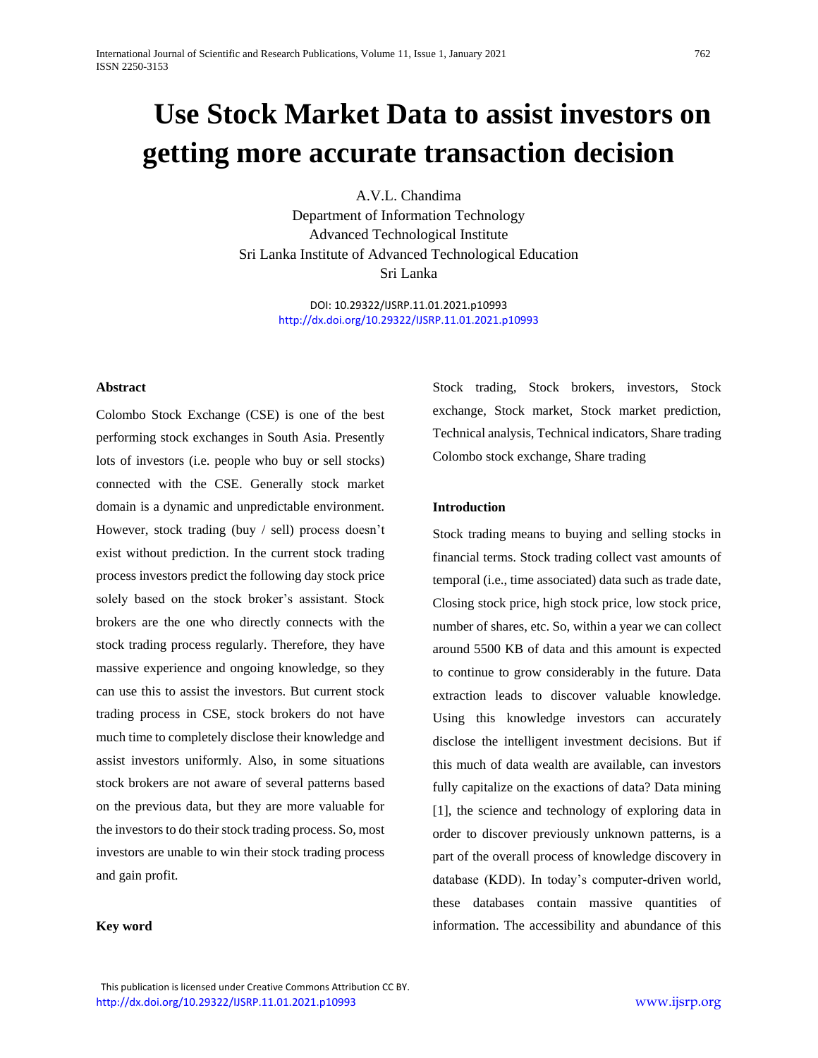# Use Stock Market Data to assist investors on getting more accurate transaction decision

A.V.L. Chandima
Department of Information Technology
Advanced Technological Institute
Sri Lanka Institute of Advanced Technological Education
Sri Lanka

DOI: 10.29322/IJSRP.11.01.2021.p10993
http://dx.doi.org/10.29322/IJSRP.11.01.2021.p10993

**Abstract**

Colombo Stock Exchange (CSE) is one of the best performing stock exchanges in South Asia. Presently lots of investors (i.e. people who buy or sell stocks) connected with the CSE. Generally stock market domain is a dynamic and unpredictable environment. However, stock trading (buy / sell) process doesn't exist without prediction. In the current stock trading process investors predict the following day stock price solely based on the stock broker's assistant. Stock brokers are the one who directly connects with the stock trading process regularly. Therefore, they have massive experience and ongoing knowledge, so they can use this to assist the investors. But current stock trading process in CSE, stock brokers do not have much time to completely disclose their knowledge and assist investors uniformly. Also, in some situations stock brokers are not aware of several patterns based on the previous data, but they are more valuable for the investors to do their stock trading process. So, most investors are unable to win their stock trading process and gain profit.

**Key word**

Stock trading, Stock brokers, investors, Stock exchange, Stock market, Stock market prediction, Technical analysis, Technical indicators, Share trading Colombo stock exchange, Share trading

**Introduction**

Stock trading means to buying and selling stocks in financial terms. Stock trading collect vast amounts of temporal (i.e., time associated) data such as trade date, Closing stock price, high stock price, low stock price, number of shares, etc. So, within a year we can collect around 5500 KB of data and this amount is expected to continue to grow considerably in the future. Data extraction leads to discover valuable knowledge. Using this knowledge investors can accurately disclose the intelligent investment decisions. But if this much of data wealth are available, can investors fully capitalize on the exactions of data? Data mining [1], the science and technology of exploring data in order to discover previously unknown patterns, is a part of the overall process of knowledge discovery in database (KDD). In today's computer-driven world, these databases contain massive quantities of information. The accessibility and abundance of this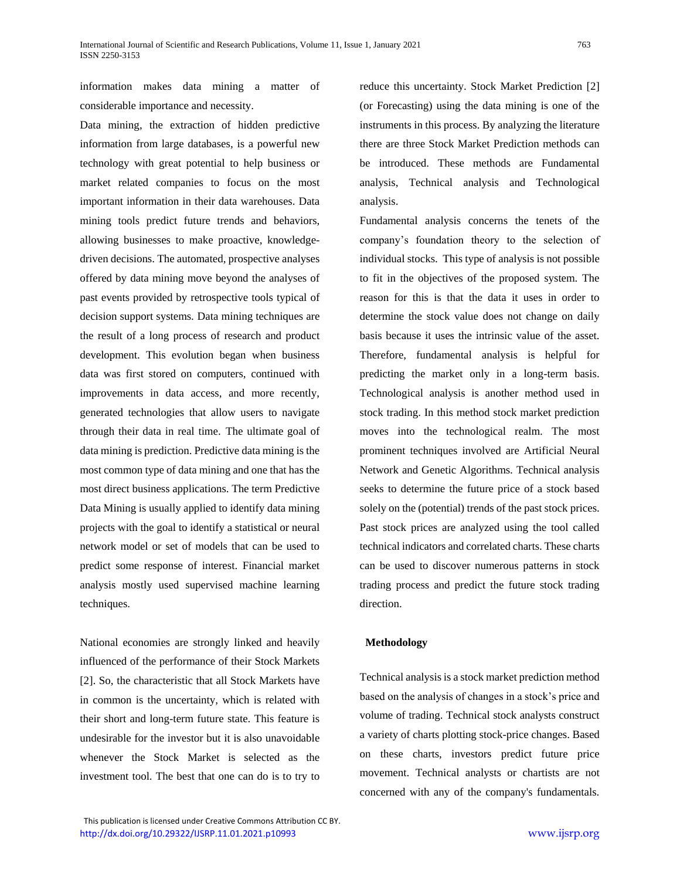information makes data mining a matter of considerable importance and necessity.

Data mining, the extraction of hidden predictive information from large databases, is a powerful new technology with great potential to help business or market related companies to focus on the most important information in their data warehouses. Data mining tools predict future trends and behaviors, allowing businesses to make proactive, knowledge-driven decisions. The automated, prospective analyses offered by data mining move beyond the analyses of past events provided by retrospective tools typical of decision support systems. Data mining techniques are the result of a long process of research and product development. This evolution began when business data was first stored on computers, continued with improvements in data access, and more recently, generated technologies that allow users to navigate through their data in real time. The ultimate goal of data mining is prediction. Predictive data mining is the most common type of data mining and one that has the most direct business applications. The term Predictive Data Mining is usually applied to identify data mining projects with the goal to identify a statistical or neural network model or set of models that can be used to predict some response of interest. Financial market analysis mostly used supervised machine learning techniques.

National economies are strongly linked and heavily influenced of the performance of their Stock Markets [2]. So, the characteristic that all Stock Markets have in common is the uncertainty, which is related with their short and long-term future state. This feature is undesirable for the investor but it is also unavoidable whenever the Stock Market is selected as the investment tool. The best that one can do is to try to reduce this uncertainty. Stock Market Prediction [2] (or Forecasting) using the data mining is one of the instruments in this process. By analyzing the literature there are three Stock Market Prediction methods can be introduced. These methods are Fundamental analysis, Technical analysis and Technological analysis.

Fundamental analysis concerns the tenets of the company's foundation theory to the selection of individual stocks. This type of analysis is not possible to fit in the objectives of the proposed system. The reason for this is that the data it uses in order to determine the stock value does not change on daily basis because it uses the intrinsic value of the asset. Therefore, fundamental analysis is helpful for predicting the market only in a long-term basis. Technological analysis is another method used in stock trading. In this method stock market prediction moves into the technological realm. The most prominent techniques involved are Artificial Neural Network and Genetic Algorithms. Technical analysis seeks to determine the future price of a stock based solely on the (potential) trends of the past stock prices. Past stock prices are analyzed using the tool called technical indicators and correlated charts. These charts can be used to discover numerous patterns in stock trading process and predict the future stock trading direction.

## Methodology

Technical analysis is a stock market prediction method based on the analysis of changes in a stock's price and volume of trading. Technical stock analysts construct a variety of charts plotting stock-price changes. Based on these charts, investors predict future price movement. Technical analysts or chartists are not concerned with any of the company's fundamentals.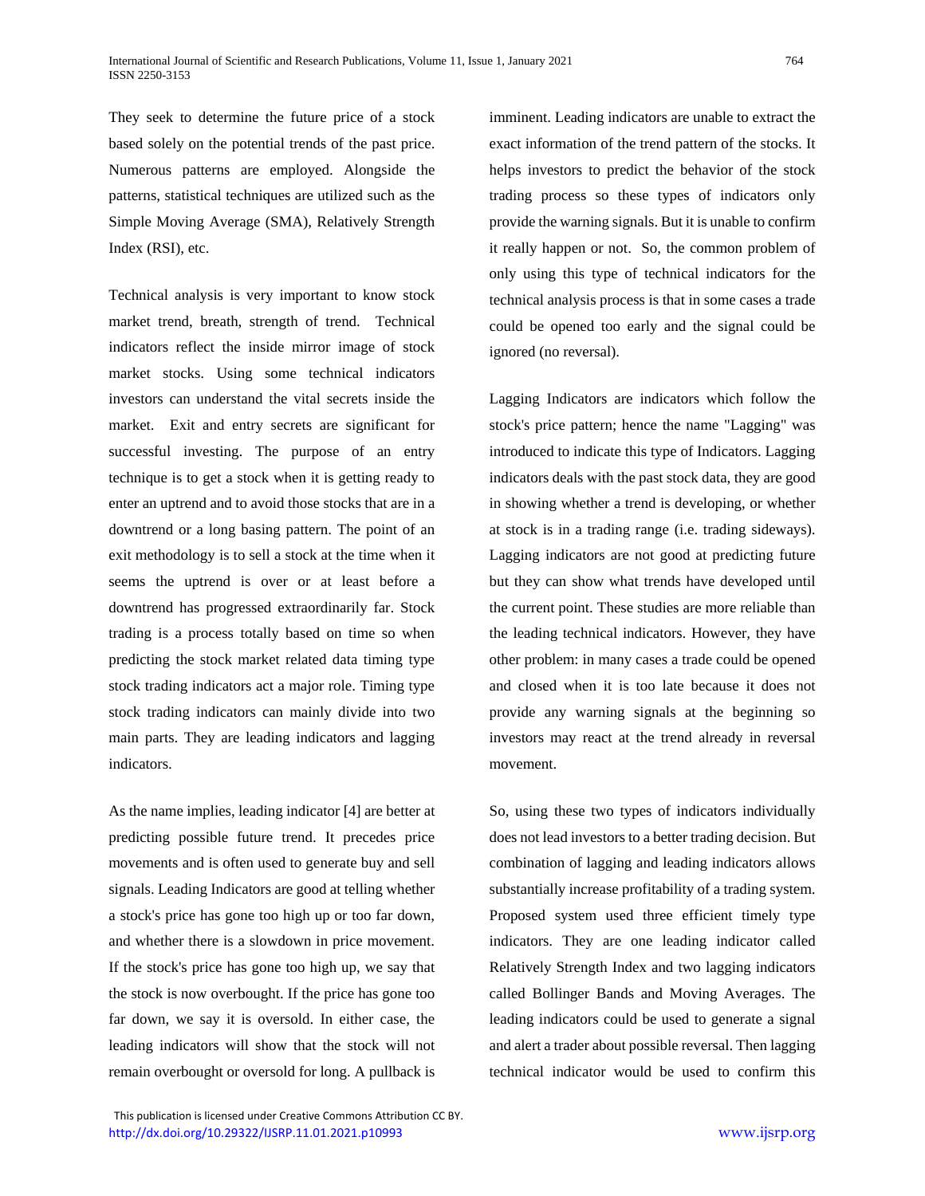They seek to determine the future price of a stock based solely on the potential trends of the past price. Numerous patterns are employed. Alongside the patterns, statistical techniques are utilized such as the Simple Moving Average (SMA), Relatively Strength Index (RSI), etc.

Technical analysis is very important to know stock market trend, breath, strength of trend. Technical indicators reflect the inside mirror image of stock market stocks. Using some technical indicators investors can understand the vital secrets inside the market. Exit and entry secrets are significant for successful investing. The purpose of an entry technique is to get a stock when it is getting ready to enter an uptrend and to avoid those stocks that are in a downtrend or a long basing pattern. The point of an exit methodology is to sell a stock at the time when it seems the uptrend is over or at least before a downtrend has progressed extraordinarily far. Stock trading is a process totally based on time so when predicting the stock market related data timing type stock trading indicators act a major role. Timing type stock trading indicators can mainly divide into two main parts. They are leading indicators and lagging indicators.

As the name implies, leading indicator [4] are better at predicting possible future trend. It precedes price movements and is often used to generate buy and sell signals. Leading Indicators are good at telling whether a stock's price has gone too high up or too far down, and whether there is a slowdown in price movement. If the stock's price has gone too high up, we say that the stock is now overbought. If the price has gone too far down, we say it is oversold. In either case, the leading indicators will show that the stock will not remain overbought or oversold for long. A pullback is imminent. Leading indicators are unable to extract the exact information of the trend pattern of the stocks. It helps investors to predict the behavior of the stock trading process so these types of indicators only provide the warning signals. But it is unable to confirm it really happen or not. So, the common problem of only using this type of technical indicators for the technical analysis process is that in some cases a trade could be opened too early and the signal could be ignored (no reversal).

Lagging Indicators are indicators which follow the stock's price pattern; hence the name "Lagging" was introduced to indicate this type of Indicators. Lagging indicators deals with the past stock data, they are good in showing whether a trend is developing, or whether at stock is in a trading range (i.e. trading sideways). Lagging indicators are not good at predicting future but they can show what trends have developed until the current point. These studies are more reliable than the leading technical indicators. However, they have other problem: in many cases a trade could be opened and closed when it is too late because it does not provide any warning signals at the beginning so investors may react at the trend already in reversal movement.

So, using these two types of indicators individually does not lead investors to a better trading decision. But combination of lagging and leading indicators allows substantially increase profitability of a trading system. Proposed system used three efficient timely type indicators. They are one leading indicator called Relatively Strength Index and two lagging indicators called Bollinger Bands and Moving Averages. The leading indicators could be used to generate a signal and alert a trader about possible reversal. Then lagging technical indicator would be used to confirm this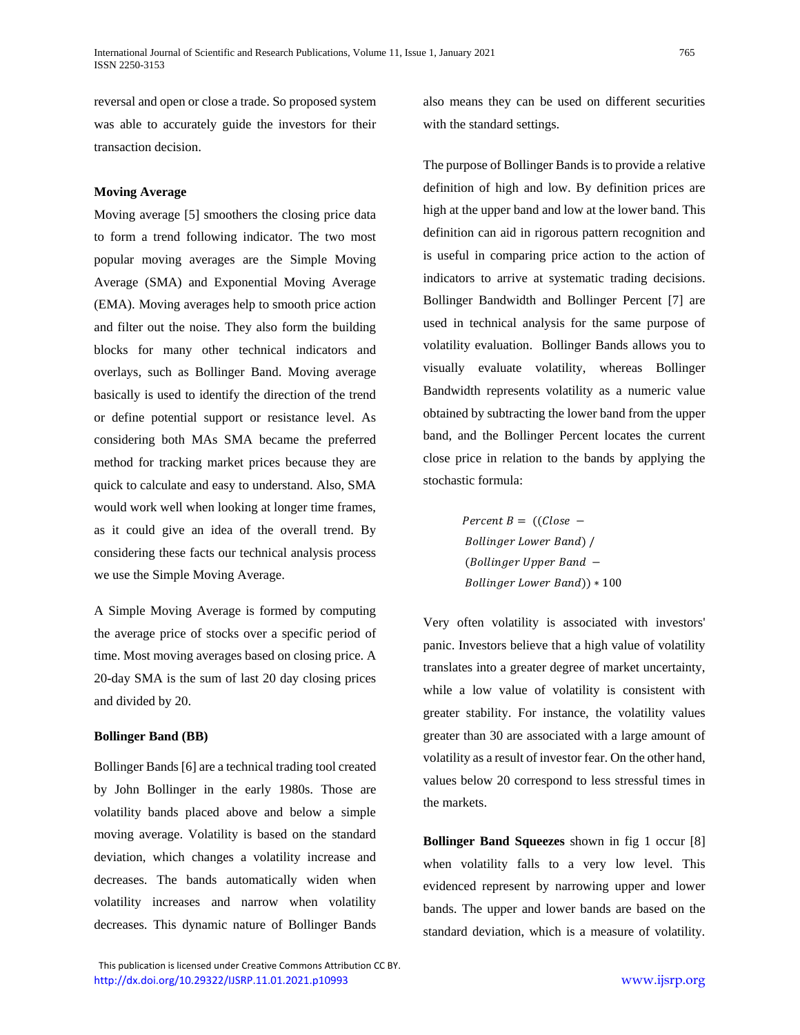reversal and open or close a trade. So proposed system was able to accurately guide the investors for their transaction decision.

### Moving Average

Moving average [5] smoothers the closing price data to form a trend following indicator. The two most popular moving averages are the Simple Moving Average (SMA) and Exponential Moving Average (EMA). Moving averages help to smooth price action and filter out the noise. They also form the building blocks for many other technical indicators and overlays, such as Bollinger Band. Moving average basically is used to identify the direction of the trend or define potential support or resistance level. As considering both MAs SMA became the preferred method for tracking market prices because they are quick to calculate and easy to understand. Also, SMA would work well when looking at longer time frames, as it could give an idea of the overall trend. By considering these facts our technical analysis process we use the Simple Moving Average.

A Simple Moving Average is formed by computing the average price of stocks over a specific period of time. Most moving averages based on closing price. A 20-day SMA is the sum of last 20 day closing prices and divided by 20.

### Bollinger Band (BB)

Bollinger Bands [6] are a technical trading tool created by John Bollinger in the early 1980s. Those are volatility bands placed above and below a simple moving average. Volatility is based on the standard deviation, which changes a volatility increase and decreases. The bands automatically widen when volatility increases and narrow when volatility decreases. This dynamic nature of Bollinger Bands also means they can be used on different securities with the standard settings.

The purpose of Bollinger Bands is to provide a relative definition of high and low. By definition prices are high at the upper band and low at the lower band. This definition can aid in rigorous pattern recognition and is useful in comparing price action to the action of indicators to arrive at systematic trading decisions. Bollinger Bandwidth and Bollinger Percent [7] are used in technical analysis for the same purpose of volatility evaluation. Bollinger Bands allows you to visually evaluate volatility, whereas Bollinger Bandwidth represents volatility as a numeric value obtained by subtracting the lower band from the upper band, and the Bollinger Percent locates the current close price in relation to the bands by applying the stochastic formula:

$$Percent\ B = ((Close - Bollinger\ Lower\ Band) / (Bollinger\ Upper\ Band - Bollinger\ Lower\ Band)) * 100$$

Very often volatility is associated with investors' panic. Investors believe that a high value of volatility translates into a greater degree of market uncertainty, while a low value of volatility is consistent with greater stability. For instance, the volatility values greater than 30 are associated with a large amount of volatility as a result of investor fear. On the other hand, values below 20 correspond to less stressful times in the markets.

**Bollinger Band Squeezes** shown in fig 1 occur [8] when volatility falls to a very low level. This evidenced represent by narrowing upper and lower bands. The upper and lower bands are based on the standard deviation, which is a measure of volatility.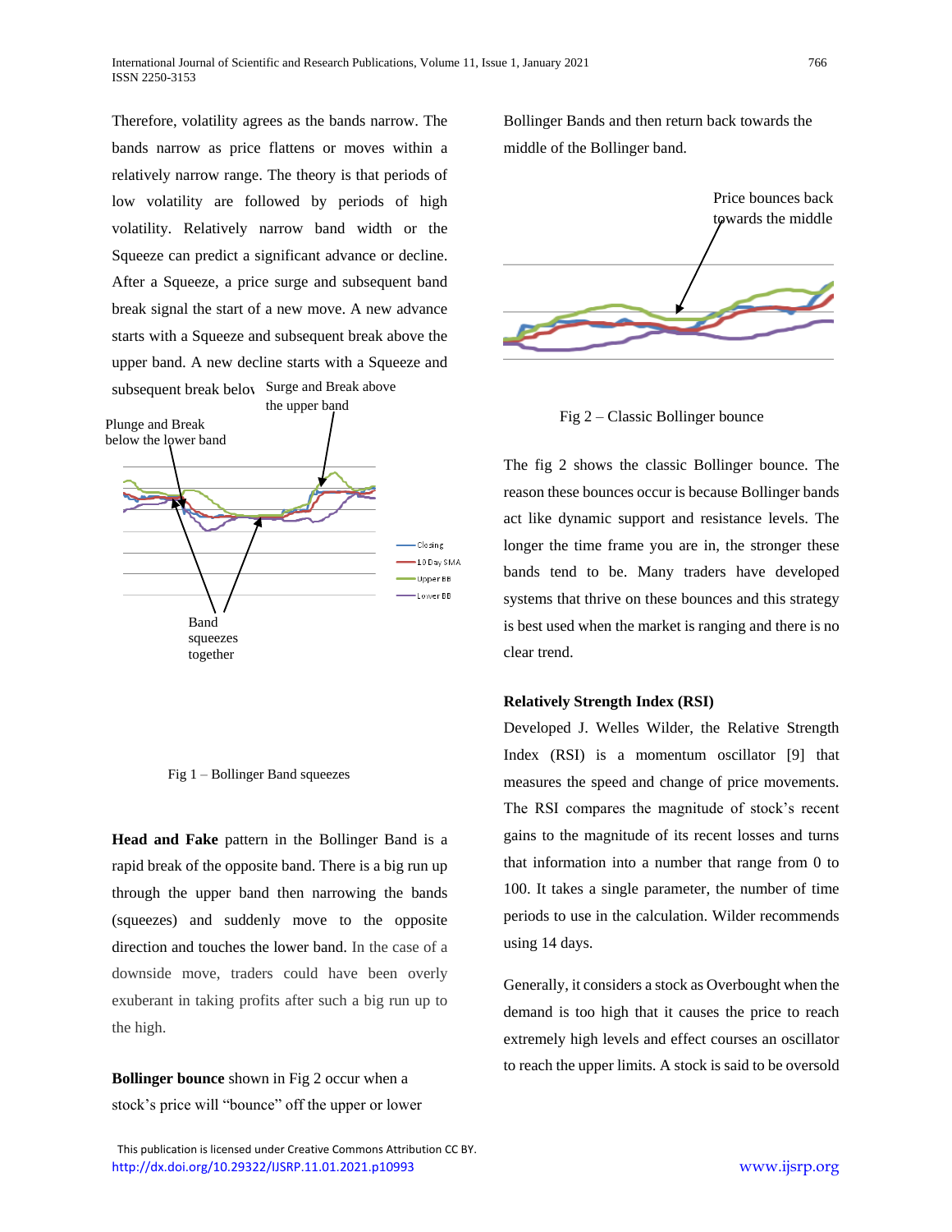Therefore, volatility agrees as the bands narrow. The bands narrow as price flattens or moves within a relatively narrow range. The theory is that periods of low volatility are followed by periods of high volatility. Relatively narrow band width or the Squeeze can predict a significant advance or decline. After a Squeeze, a price surge and subsequent band break signal the start of a new move. A new advance starts with a Squeeze and subsequent break above the upper band. A new decline starts with a Squeeze and subsequent break below the lower band.

Fig 1 – Bollinger Band squeezes

**Head and Fake** pattern in the Bollinger Band is a rapid break of the opposite band. There is a big run up through the upper band then narrowing the bands (squeezes) and suddenly move to the opposite direction and touches the lower band. In the case of a downside move, traders could have been overly exuberant in taking profits after such a big run up to the high.

**Bollinger bounce** shown in Fig 2 occur when a stock's price will "bounce" off the upper or lower Bollinger Bands and then return back towards the middle of the Bollinger band.

Fig 2 – Classic Bollinger bounce

The fig 2 shows the classic Bollinger bounce. The reason these bounces occur is because Bollinger bands act like dynamic support and resistance levels. The longer the time frame you are in, the stronger these bands tend to be. Many traders have developed systems that thrive on these bounces and this strategy is best used when the market is ranging and there is no clear trend.

**Relatively Strength Index (RSI)**

Developed J. Welles Wilder, the Relative Strength Index (RSI) is a momentum oscillator [9] that measures the speed and change of price movements. The RSI compares the magnitude of stock's recent gains to the magnitude of its recent losses and turns that information into a number that range from 0 to 100. It takes a single parameter, the number of time periods to use in the calculation. Wilder recommends using 14 days.

Generally, it considers a stock as Overbought when the demand is too high that it causes the price to reach extremely high levels and effect courses an oscillator to reach the upper limits. A stock is said to be oversold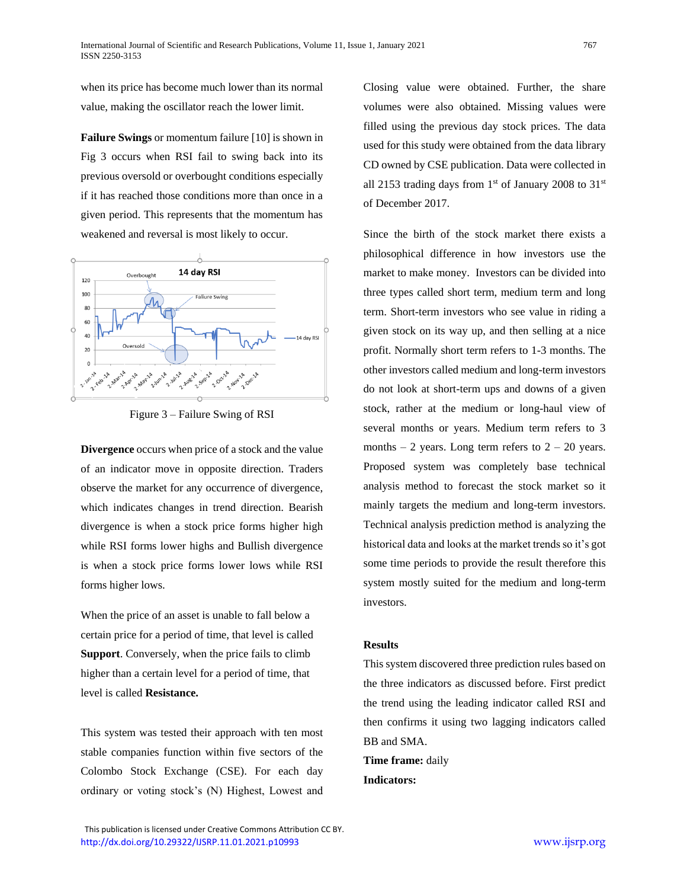when its price has become much lower than its normal value, making the oscillator reach the lower limit.

**Failure Swings** or momentum failure [10] is shown in Fig 3 occurs when RSI fail to swing back into its previous oversold or overbought conditions especially if it has reached those conditions more than once in a given period. This represents that the momentum has weakened and reversal is most likely to occur.

Figure 3 – Failure Swing of RSI

**Divergence** occurs when price of a stock and the value of an indicator move in opposite direction. Traders observe the market for any occurrence of divergence, which indicates changes in trend direction. Bearish divergence is when a stock price forms higher high while RSI forms lower highs and Bullish divergence is when a stock price forms lower lows while RSI forms higher lows.

When the price of an asset is unable to fall below a certain price for a period of time, that level is called **Support**. Conversely, when the price fails to climb higher than a certain level for a period of time, that level is called **Resistance.**

This system was tested their approach with ten most stable companies function within five sectors of the Colombo Stock Exchange (CSE). For each day ordinary or voting stock's (N) Highest, Lowest and Closing value were obtained. Further, the share volumes were also obtained. Missing values were filled using the previous day stock prices. The data used for this study were obtained from the data library CD owned by CSE publication. Data were collected in all 2153 trading days from 1st of January 2008 to 31st of December 2017.

Since the birth of the stock market there exists a philosophical difference in how investors use the market to make money. Investors can be divided into three types called short term, medium term and long term. Short-term investors who see value in riding a given stock on its way up, and then selling at a nice profit. Normally short term refers to 1-3 months. The other investors called medium and long-term investors do not look at short-term ups and downs of a given stock, rather at the medium or long-haul view of several months or years. Medium term refers to 3 months – 2 years. Long term refers to 2 – 20 years. Proposed system was completely base technical analysis method to forecast the stock market so it mainly targets the medium and long-term investors. Technical analysis prediction method is analyzing the historical data and looks at the market trends so it's got some time periods to provide the result therefore this system mostly suited for the medium and long-term investors.

## Results

This system discovered three prediction rules based on the three indicators as discussed before. First predict the trend using the leading indicator called RSI and then confirms it using two lagging indicators called BB and SMA.

**Time frame:** daily

**Indicators:**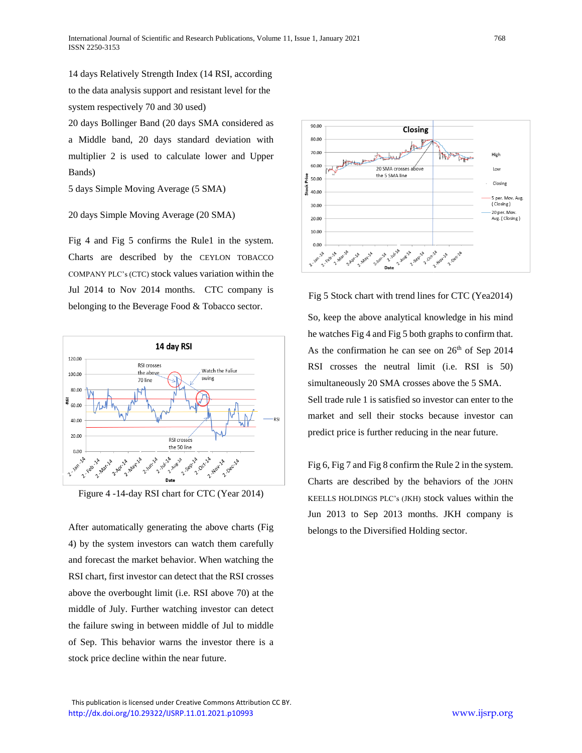14 days Relatively Strength Index (14 RSI, according to the data analysis support and resistant level for the system respectively 70 and 30 used)

20 days Bollinger Band (20 days SMA considered as a Middle band, 20 days standard deviation with multiplier 2 is used to calculate lower and Upper Bands)

5 days Simple Moving Average (5 SMA)

20 days Simple Moving Average (20 SMA)

Fig 4 and Fig 5 confirms the Rule1 in the system. Charts are described by the CEYLON TOBACCO COMPANY PLC's (CTC) stock values variation within the Jul 2014 to Nov 2014 months. CTC company is belonging to the Beverage Food & Tobacco sector.

Figure 4 -14-day RSI chart for CTC (Year 2014)

After automatically generating the above charts (Fig 4) by the system investors can watch them carefully and forecast the market behavior. When watching the RSI chart, first investor can detect that the RSI crosses above the overbought limit (i.e. RSI above 70) at the middle of July. Further watching investor can detect the failure swing in between middle of Jul to middle of Sep. This behavior warns the investor there is a stock price decline within the near future.

Fig 5 Stock chart with trend lines for CTC (Yea2014)

So, keep the above analytical knowledge in his mind he watches Fig 4 and Fig 5 both graphs to confirm that. As the confirmation he can see on 26th of Sep 2014 RSI crosses the neutral limit (i.e. RSI is 50) simultaneously 20 SMA crosses above the 5 SMA. Sell trade rule 1 is satisfied so investor can enter to the market and sell their stocks because investor can predict price is further reducing in the near future.

Fig 6, Fig 7 and Fig 8 confirm the Rule 2 in the system. Charts are described by the behaviors of the JOHN KEELLS HOLDINGS PLC's (JKH) stock values within the Jun 2013 to Sep 2013 months. JKH company is belongs to the Diversified Holding sector.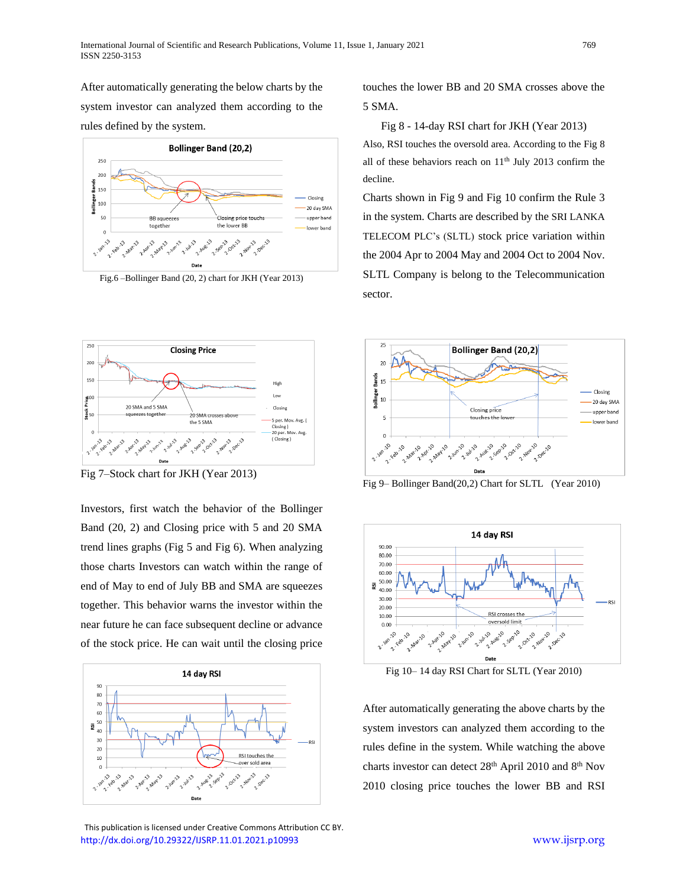After automatically generating the below charts by the system investor can analyzed them according to the rules defined by the system.

Fig.6 –Bollinger Band (20, 2) chart for JKH (Year 2013)

Fig 7–Stock chart for JKH (Year 2013)

Investors, first watch the behavior of the Bollinger Band (20, 2) and Closing price with 5 and 20 SMA trend lines graphs (Fig 5 and Fig 6). When analyzing those charts Investors can watch within the range of end of May to end of July BB and SMA are squeezes together. This behavior warns the investor within the near future he can face subsequent decline or advance of the stock price. He can wait until the closing price touches the lower BB and 20 SMA crosses above the 5 SMA.

Fig 8 - 14-day RSI chart for JKH (Year 2013)

Also, RSI touches the oversold area. According to the Fig 8 all of these behaviors reach on 11th July 2013 confirm the decline.

Charts shown in Fig 9 and Fig 10 confirm the Rule 3 in the system. Charts are described by the SRI LANKA TELECOM PLC's (SLTL) stock price variation within the 2004 Apr to 2004 May and 2004 Oct to 2004 Nov. SLTL Company is belong to the Telecommunication sector.

Fig 9– Bollinger Band(20,2) Chart for SLTL (Year 2010)

Fig 10– 14 day RSI Chart for SLTL (Year 2010)

After automatically generating the above charts by the system investors can analyzed them according to the rules define in the system. While watching the above charts investor can detect 28th April 2010 and 8th Nov 2010 closing price touches the lower BB and RSI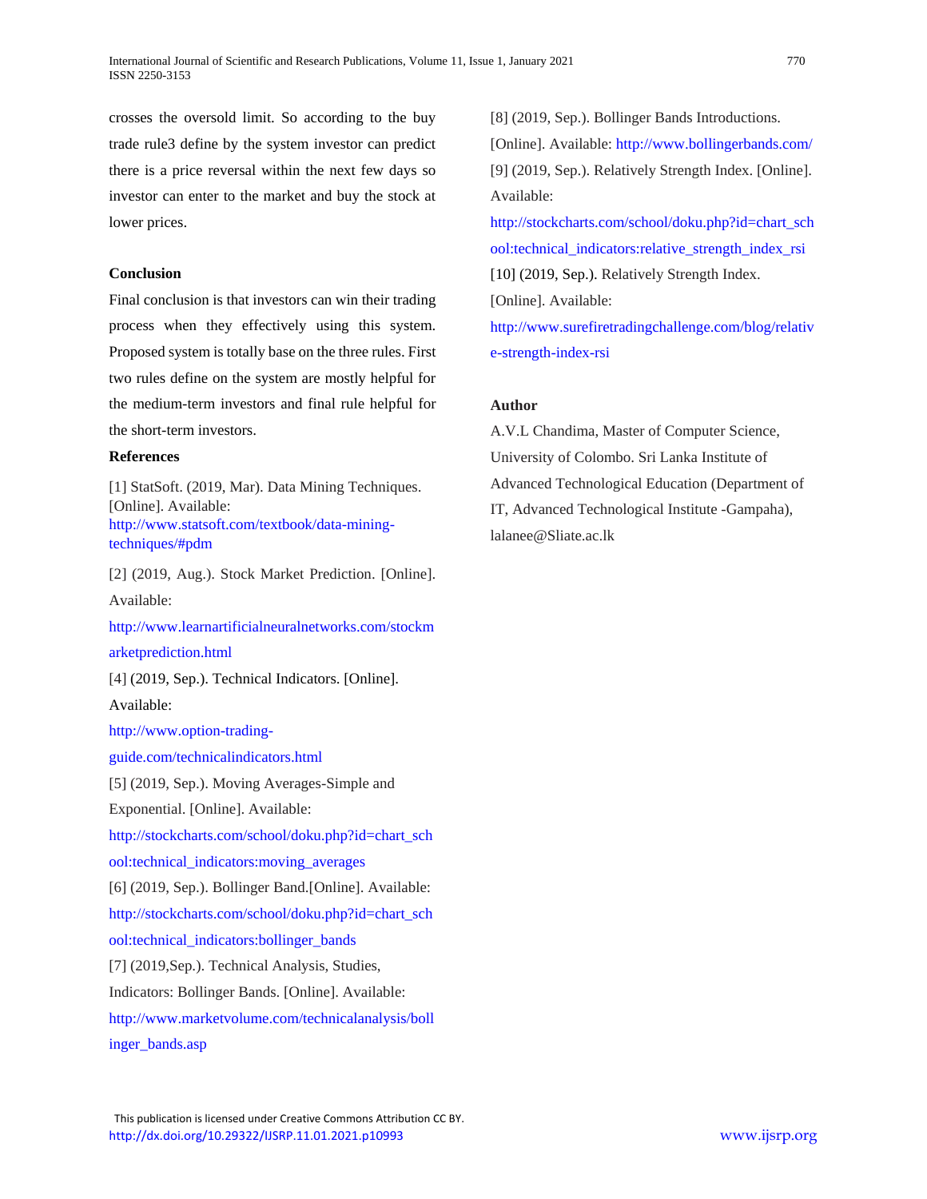crosses the oversold limit. So according to the buy trade rule3 define by the system investor can predict there is a price reversal within the next few days so investor can enter to the market and buy the stock at lower prices.

## Conclusion

Final conclusion is that investors can win their trading process when they effectively using this system. Proposed system is totally base on the three rules. First two rules define on the system are mostly helpful for the medium-term investors and final rule helpful for the short-term investors.

## References

[1] StatSoft. (2019, Mar). Data Mining Techniques. [Online]. Available: http://www.statsoft.com/textbook/data-mining-techniques/#pdm

[2] (2019, Aug.). Stock Market Prediction. [Online]. Available: http://www.learnartificialneuralnetworks.com/stockmarketprediction.html

[4] (2019, Sep.). Technical Indicators. [Online]. Available: http://www.option-trading-guide.com/technicalindicators.html

[5] (2019, Sep.). Moving Averages-Simple and Exponential. [Online]. Available: http://stockcharts.com/school/doku.php?id=chart_school:technical_indicators:moving_averages

[6] (2019, Sep.). Bollinger Band.[Online]. Available: http://stockcharts.com/school/doku.php?id=chart_school:technical_indicators:bollinger_bands

[7] (2019,Sep.). Technical Analysis, Studies, Indicators: Bollinger Bands. [Online]. Available: http://www.marketvolume.com/technicalanalysis/bollinger_bands.asp

[8] (2019, Sep.). Bollinger Bands Introductions. [Online]. Available: http://www.bollingerbands.com/

[9] (2019, Sep.). Relatively Strength Index. [Online]. Available: http://stockcharts.com/school/doku.php?id=chart_school:technical_indicators:relative_strength_index_rsi

[10] (2019, Sep.). Relatively Strength Index. [Online]. Available: http://www.surefiretradingchallenge.com/blog/relative-strength-index-rsi

## Author

A.V.L Chandima, Master of Computer Science, University of Colombo. Sri Lanka Institute of Advanced Technological Education (Department of IT, Advanced Technological Institute -Gampaha), lalanee@Sliate.ac.lk